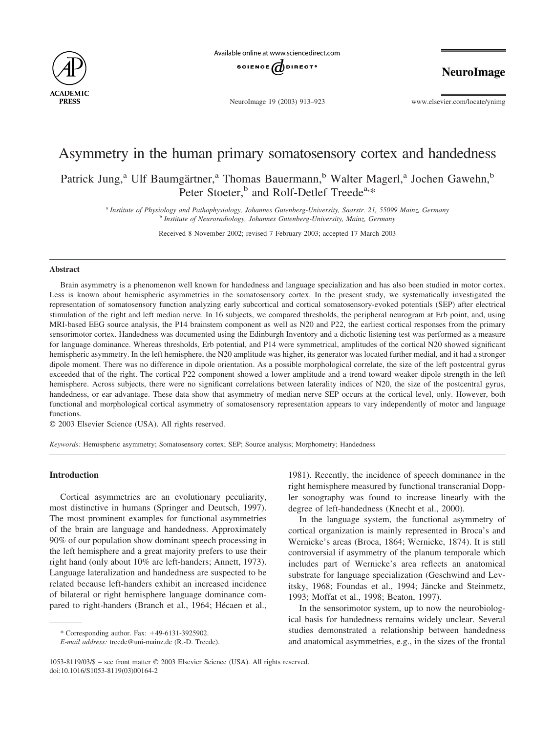# Asymmetry in the human primary somatosensory cortex and handedness

Patrick Jung,[a] Ulf Baumgärtner,[a] Thomas Bauermann,[b] Walter Magerl,[a] Jochen Gawehn,[b] Peter Stoeter,[b] and Rolf-Detlef Treede[a,*]

[a] *Institute of Physiology and Pathophysiology, Johannes Gutenberg-University, Saarstr. 21, 55099 Mainz, Germany*
[b] *Institute of Neuroradiology, Johannes Gutenberg-University, Mainz, Germany*

Received 8 November 2002; revised 7 February 2003; accepted 17 March 2003

## Abstract

Brain asymmetry is a phenomenon well known for handedness and language specialization and has also been studied in motor cortex. Less is known about hemispheric asymmetries in the somatosensory cortex. In the present study, we systematically investigated the representation of somatosensory function analyzing early subcortical and cortical somatosensory-evoked potentials (SEP) after electrical stimulation of the right and left median nerve. In 16 subjects, we compared thresholds, the peripheral neurogram at Erb point, and, using MRI-based EEG source analysis, the P14 brainstem component as well as N20 and P22, the earliest cortical responses from the primary sensorimotor cortex. Handedness was documented using the Edinburgh Inventory and a dichotic listening test was performed as a measure for language dominance. Whereas thresholds, Erb potential, and P14 were symmetrical, amplitudes of the cortical N20 showed significant hemispheric asymmetry. In the left hemisphere, the N20 amplitude was higher, its generator was located further medial, and it had a stronger dipole moment. There was no difference in dipole orientation. As a possible morphological correlate, the size of the left postcentral gyrus exceeded that of the right. The cortical P22 component showed a lower amplitude and a trend toward weaker dipole strength in the left hemisphere. Across subjects, there were no significant correlations between laterality indices of N20, the size of the postcentral gyrus, handedness, or ear advantage. These data show that asymmetry of median nerve SEP occurs at the cortical level, only. However, both functional and morphological cortical asymmetry of somatosensory representation appears to vary independently of motor and language functions.

© 2003 Elsevier Science (USA). All rights reserved.

*Keywords:* Hemispheric asymmetry; Somatosensory cortex; SEP; Source analysis; Morphometry; Handedness

## Introduction

Cortical asymmetries are an evolutionary peculiarity, most distinctive in humans (Springer and Deutsch, 1997). The most prominent examples for functional asymmetries of the brain are language and handedness. Approximately 90% of our population show dominant speech processing in the left hemisphere and a great majority prefers to use their right hand (only about 10% are left-handers; Annett, 1973). Language lateralization and handedness are suspected to be related because left-handers exhibit an increased incidence of bilateral or right hemisphere language dominance compared to right-handers (Branch et al., 1964; Hécaen et al., 1981). Recently, the incidence of speech dominance in the right hemisphere measured by functional transcranial Doppler sonography was found to increase linearly with the degree of left-handedness (Knecht et al., 2000).

In the language system, the functional asymmetry of cortical organization is mainly represented in Broca's and Wernicke's areas (Broca, 1864; Wernicke, 1874). It is still controversial if asymmetry of the planum temporale which includes part of Wernicke's area reflects an anatomical substrate for language specialization (Geschwind and Levitsky, 1968; Foundas et al., 1994; Jäncke and Steinmetz, 1993; Moffat et al., 1998; Beaton, 1997).

In the sensorimotor system, up to now the neurobiological basis for handedness remains widely unclear. Several studies demonstrated a relationship between handedness and anatomical asymmetries, e.g., in the sizes of the frontal

\* Corresponding author. Fax: +49-6131-3925902.
*E-mail address:* treede@uni-mainz.de (R.-D. Treede).

1053-8119/03/$ – see front matter © 2003 Elsevier Science (USA). All rights reserved.
doi:10.1016/S1053-8119(03)00164-2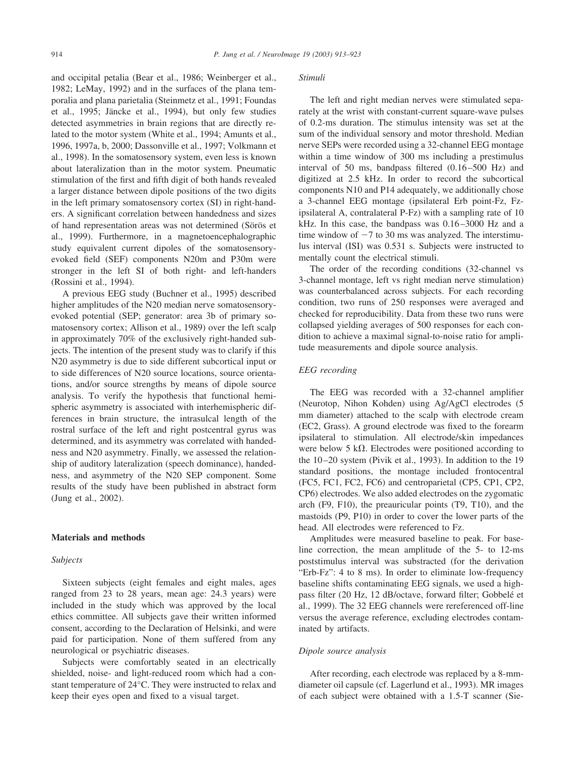and occipital petalia (Bear et al., 1986; Weinberger et al., 1982; LeMay, 1992) and in the surfaces of the plana temporalia and plana parietalia (Steinmetz et al., 1991; Foundas et al., 1995; Jäncke et al., 1994), but only few studies detected asymmetries in brain regions that are directly related to the motor system (White et al., 1994; Amunts et al., 1996, 1997a, b, 2000; Dassonville et al., 1997; Volkmann et al., 1998). In the somatosensory system, even less is known about lateralization than in the motor system. Pneumatic stimulation of the first and fifth digit of both hands revealed a larger distance between dipole positions of the two digits in the left primary somatosensory cortex (SI) in right-handers. A significant correlation between handedness and sizes of hand representation areas was not determined (Sörös et al., 1999). Furthermore, in a magnetoencephalographic study equivalent current dipoles of the somatosensory-evoked field (SEF) components N20m and P30m were stronger in the left SI of both right- and left-handers (Rossini et al., 1994).

A previous EEG study (Buchner et al., 1995) described higher amplitudes of the N20 median nerve somatosensory-evoked potential (SEP; generator: area 3b of primary somatosensory cortex; Allison et al., 1989) over the left scalp in approximately 70% of the exclusively right-handed subjects. The intention of the present study was to clarify if this N20 asymmetry is due to side different subcortical input or to side differences of N20 source locations, source orientations, and/or source strengths by means of dipole source analysis. To verify the hypothesis that functional hemispheric asymmetry is associated with interhemispheric differences in brain structure, the intrasulcal length of the rostral surface of the left and right postcentral gyrus was determined, and its asymmetry was correlated with handedness and N20 asymmetry. Finally, we assessed the relationship of auditory lateralization (speech dominance), handedness, and asymmetry of the N20 SEP component. Some results of the study have been published in abstract form (Jung et al., 2002).

## Materials and methods

### *Subjects*

Sixteen subjects (eight females and eight males, ages ranged from 23 to 28 years, mean age: 24.3 years) were included in the study which was approved by the local ethics committee. All subjects gave their written informed consent, according to the Declaration of Helsinki, and were paid for participation. None of them suffered from any neurological or psychiatric diseases.

Subjects were comfortably seated in an electrically shielded, noise- and light-reduced room which had a constant temperature of 24°C. They were instructed to relax and keep their eyes open and fixed to a visual target.

### *Stimuli*

The left and right median nerves were stimulated separately at the wrist with constant-current square-wave pulses of 0.2-ms duration. The stimulus intensity was set at the sum of the individual sensory and motor threshold. Median nerve SEPs were recorded using a 32-channel EEG montage within a time window of 300 ms including a prestimulus interval of 50 ms, bandpass filtered (0.16–500 Hz) and digitized at 2.5 kHz. In order to record the subcortical components N10 and P14 adequately, we additionally chose a 3-channel EEG montage (ipsilateral Erb point-Fz, Fz-ipsilateral A, contralateral P-Fz) with a sampling rate of 10 kHz. In this case, the bandpass was 0.16–3000 Hz and a time window of −7 to 30 ms was analyzed. The interstimulus interval (ISI) was 0.531 s. Subjects were instructed to mentally count the electrical stimuli.

The order of the recording conditions (32-channel vs 3-channel montage, left vs right median nerve stimulation) was counterbalanced across subjects. For each recording condition, two runs of 250 responses were averaged and checked for reproducibility. Data from these two runs were collapsed yielding averages of 500 responses for each condition to achieve a maximal signal-to-noise ratio for amplitude measurements and dipole source analysis.

### *EEG recording*

The EEG was recorded with a 32-channel amplifier (Neurotop, Nihon Kohden) using Ag/AgCl electrodes (5 mm diameter) attached to the scalp with electrode cream (EC2, Grass). A ground electrode was fixed to the forearm ipsilateral to stimulation. All electrode/skin impedances were below 5 kΩ. Electrodes were positioned according to the 10–20 system (Pivik et al., 1993). In addition to the 19 standard positions, the montage included frontocentral (FC5, FC1, FC2, FC6) and centroparietal (CP5, CP1, CP2, CP6) electrodes. We also added electrodes on the zygomatic arch (F9, F10), the preauricular points (T9, T10), and the mastoids (P9, P10) in order to cover the lower parts of the head. All electrodes were referenced to Fz.

Amplitudes were measured baseline to peak. For baseline correction, the mean amplitude of the 5- to 12-ms poststimulus interval was substracted (for the derivation "Erb-Fz": 4 to 8 ms). In order to eliminate low-frequency baseline shifts contaminating EEG signals, we used a highpass filter (20 Hz, 12 dB/octave, forward filter; Gobbelé et al., 1999). The 32 EEG channels were rereferenced off-line versus the average reference, excluding electrodes contaminated by artifacts.

### *Dipole source analysis*

After recording, each electrode was replaced by a 8-mm-diameter oil capsule (cf. Lagerlund et al., 1993). MR images of each subject were obtained with a 1.5-T scanner (Sie-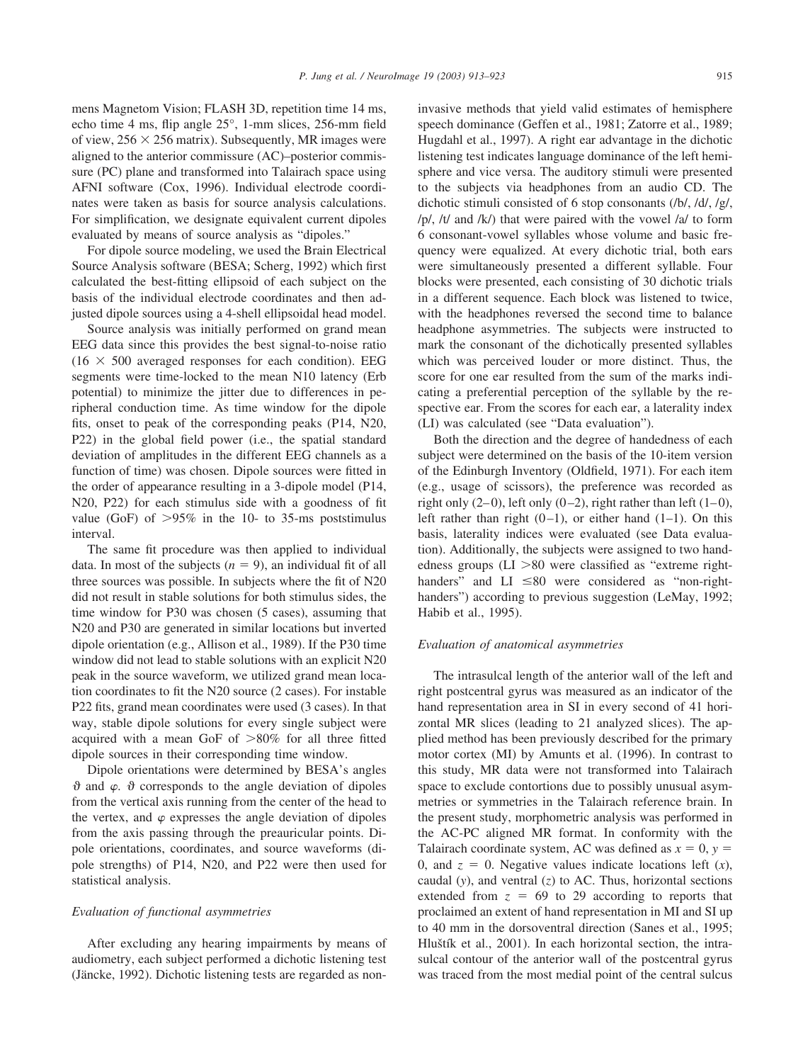mens Magnetom Vision; FLASH 3D, repetition time 14 ms, echo time 4 ms, flip angle 25°, 1-mm slices, 256-mm field of view, 256 × 256 matrix). Subsequently, MR images were aligned to the anterior commissure (AC)–posterior commissure (PC) plane and transformed into Talairach space using AFNI software (Cox, 1996). Individual electrode coordinates were taken as basis for source analysis calculations. For simplification, we designate equivalent current dipoles evaluated by means of source analysis as "dipoles."

For dipole source modeling, we used the Brain Electrical Source Analysis software (BESA; Scherg, 1992) which first calculated the best-fitting ellipsoid of each subject on the basis of the individual electrode coordinates and then adjusted dipole sources using a 4-shell ellipsoidal head model.

Source analysis was initially performed on grand mean EEG data since this provides the best signal-to-noise ratio (16 × 500 averaged responses for each condition). EEG segments were time-locked to the mean N10 latency (Erb potential) to minimize the jitter due to differences in peripheral conduction time. As time window for the dipole fits, onset to peak of the corresponding peaks (P14, N20, P22) in the global field power (i.e., the spatial standard deviation of amplitudes in the different EEG channels as a function of time) was chosen. Dipole sources were fitted in the order of appearance resulting in a 3-dipole model (P14, N20, P22) for each stimulus side with a goodness of fit value (GoF) of >95% in the 10- to 35-ms poststimulus interval.

The same fit procedure was then applied to individual data. In most of the subjects ($n = 9$), an individual fit of all three sources was possible. In subjects where the fit of N20 did not result in stable solutions for both stimulus sides, the time window for P30 was chosen (5 cases), assuming that N20 and P30 are generated in similar locations but inverted dipole orientation (e.g., Allison et al., 1989). If the P30 time window did not lead to stable solutions with an explicit N20 peak in the source waveform, we utilized grand mean location coordinates to fit the N20 source (2 cases). For instable P22 fits, grand mean coordinates were used (3 cases). In that way, stable dipole solutions for every single subject were acquired with a mean GoF of >80% for all three fitted dipole sources in their corresponding time window.

Dipole orientations were determined by BESA's angles $\vartheta$ and $\varphi$. $\vartheta$ corresponds to the angle deviation of dipoles from the vertical axis running from the center of the head to the vertex, and $\varphi$ expresses the angle deviation of dipoles from the axis passing through the preauricular points. Dipole orientations, coordinates, and source waveforms (dipole strengths) of P14, N20, and P22 were then used for statistical analysis.

### *Evaluation of functional asymmetries*

After excluding any hearing impairments by means of audiometry, each subject performed a dichotic listening test (Jäncke, 1992). Dichotic listening tests are regarded as noninvasive methods that yield valid estimates of hemisphere speech dominance (Geffen et al., 1981; Zatorre et al., 1989; Hugdahl et al., 1997). A right ear advantage in the dichotic listening test indicates language dominance of the left hemisphere and vice versa. The auditory stimuli were presented to the subjects via headphones from an audio CD. The dichotic stimuli consisted of 6 stop consonants (/b/, /d/, /g/, /p/, /t/ and /k/) that were paired with the vowel /a/ to form 6 consonant-vowel syllables whose volume and basic frequency were equalized. At every dichotic trial, both ears were simultaneously presented a different syllable. Four blocks were presented, each consisting of 30 dichotic trials in a different sequence. Each block was listened to twice, with the headphones reversed the second time to balance headphone asymmetries. The subjects were instructed to mark the consonant of the dichotically presented syllables which was perceived louder or more distinct. Thus, the score for one ear resulted from the sum of the marks indicating a preferential perception of the syllable by the respective ear. From the scores for each ear, a laterality index (LI) was calculated (see "Data evaluation").

Both the direction and the degree of handedness of each subject were determined on the basis of the 10-item version of the Edinburgh Inventory (Oldfield, 1971). For each item (e.g., usage of scissors), the preference was recorded as right only (2–0), left only (0–2), right rather than left (1–0), left rather than right (0–1), or either hand (1–1). On this basis, laterality indices were evaluated (see Data evaluation). Additionally, the subjects were assigned to two handedness groups (LI >80 were classified as "extreme right-handers" and LI ≤80 were considered as "non-right-handers") according to previous suggestion (LeMay, 1992; Habib et al., 1995).

### *Evaluation of anatomical asymmetries*

The intrasulcal length of the anterior wall of the left and right postcentral gyrus was measured as an indicator of the hand representation area in SI in every second of 41 horizontal MR slices (leading to 21 analyzed slices). The applied method has been previously described for the primary motor cortex (MI) by Amunts et al. (1996). In contrast to this study, MR data were not transformed into Talairach space to exclude contortions due to possibly unusual asymmetries or symmetries in the Talairach reference brain. In the present study, morphometric analysis was performed in the AC-PC aligned MR format. In conformity with the Talairach coordinate system, AC was defined as $x = 0$, $y = 0$, and $z = 0$. Negative values indicate locations left ($x$), caudal ($y$), and ventral ($z$) to AC. Thus, horizontal sections extended from $z = 69$ to 29 according to reports that proclaimed an extent of hand representation in MI and SI up to 40 mm in the dorsoventral direction (Sanes et al., 1995; Hluštík et al., 2001). In each horizontal section, the intrasulcal contour of the anterior wall of the postcentral gyrus was traced from the most medial point of the central sulcus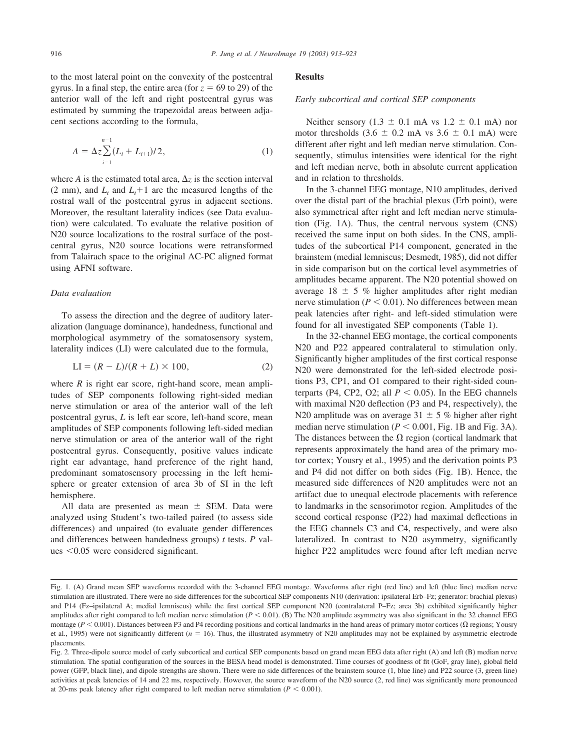to the most lateral point on the convexity of the postcentral gyrus. In a final step, the entire area (for $z = 69$ to 29) of the anterior wall of the left and right postcentral gyrus was estimated by summing the trapezoidal areas between adjacent sections according to the formula,

$$A = \Delta z \sum_{i=1}^{n-1} (L_i + L_{i+1})/2, \tag{1}$$

where $A$ is the estimated total area, $\Delta z$ is the section interval (2 mm), and $L_i$ and $L_i+1$ are the measured lengths of the rostral wall of the postcentral gyrus in adjacent sections. Moreover, the resultant laterality indices (see Data evaluation) were calculated. To evaluate the relative position of N20 source localizations to the rostral surface of the postcentral gyrus, N20 source locations were retransformed from Talairach space to the original AC-PC aligned format using AFNI software.

### *Data evaluation*

To assess the direction and the degree of auditory lateralization (language dominance), handedness, functional and morphological asymmetry of the somatosensory system, laterality indices (LI) were calculated due to the formula,

$$\text{LI} = (R - L)/(R + L) \times 100, \tag{2}$$

where $R$ is right ear score, right-hand score, mean amplitudes of SEP components following right-sided median nerve stimulation or area of the anterior wall of the left postcentral gyrus, $L$ is left ear score, left-hand score, mean amplitudes of SEP components following left-sided median nerve stimulation or area of the anterior wall of the right postcentral gyrus. Consequently, positive values indicate right ear advantage, hand preference of the right hand, predominant somatosensory processing in the left hemisphere or greater extension of area 3b of SI in the left hemisphere.

All data are presented as mean ± SEM. Data were analyzed using Student's two-tailed paired (to assess side differences) and unpaired (to evaluate gender differences and differences between handedness groups) *t* tests. *P* values <0.05 were considered significant.

## Results

### *Early subcortical and cortical SEP components*

Neither sensory (1.3 ± 0.1 mA vs 1.2 ± 0.1 mA) nor motor thresholds (3.6 ± 0.2 mA vs 3.6 ± 0.1 mA) were different after right and left median nerve stimulation. Consequently, stimulus intensities were identical for the right and left median nerve, both in absolute current application and in relation to thresholds.

In the 3-channel EEG montage, N10 amplitudes, derived over the distal part of the brachial plexus (Erb point), were also symmetrical after right and left median nerve stimulation (Fig. 1A). Thus, the central nervous system (CNS) received the same input on both sides. In the CNS, amplitudes of the subcortical P14 component, generated in the brainstem (medial lemniscus; Desmedt, 1985), did not differ in side comparison but on the cortical level asymmetries of amplitudes became apparent. The N20 potential showed on average 18 ± 5 % higher amplitudes after right median nerve stimulation ($P < 0.01$). No differences between mean peak latencies after right- and left-sided stimulation were found for all investigated SEP components (Table 1).

In the 32-channel EEG montage, the cortical components N20 and P22 appeared contralateral to stimulation only. Significantly higher amplitudes of the first cortical response N20 were demonstrated for the left-sided electrode positions P3, CP1, and O1 compared to their right-sided counterparts (P4, CP2, O2; all $P < 0.05$). In the EEG channels with maximal N20 deflection (P3 and P4, respectively), the N20 amplitude was on average 31 ± 5 % higher after right median nerve stimulation ($P < 0.001$, Fig. 1B and Fig. 3A). The distances between the Ω region (cortical landmark that represents approximately the hand area of the primary motor cortex; Yousry et al., 1995) and the derivation points P3 and P4 did not differ on both sides (Fig. 1B). Hence, the measured side differences of N20 amplitudes were not an artifact due to unequal electrode placements with reference to landmarks in the sensorimotor region. Amplitudes of the second cortical response (P22) had maximal deflections in the EEG channels C3 and C4, respectively, and were also lateralized. In contrast to N20 asymmetry, significantly higher P22 amplitudes were found after left median nerve

Fig. 1. (A) Grand mean SEP waveforms recorded with the 3-channel EEG montage. Waveforms after right (red line) and left (blue line) median nerve stimulation are illustrated. There were no side differences for the subcortical SEP components N10 (derivation: ipsilateral Erb–Fz; generator: brachial plexus) and P14 (Fz–ipsilateral A; medial lemniscus) while the first cortical SEP component N20 (contralateral P–Fz; area 3b) exhibited significantly higher amplitudes after right compared to left median nerve stimulation ($P < 0.01$). (B) The N20 amplitude asymmetry was also significant in the 32 channel EEG montage ($P < 0.001$). Distances between P3 and P4 recording positions and cortical landmarks in the hand areas of primary motor cortices (Ω regions; Yousry et al., 1995) were not significantly different ($n = 16$). Thus, the illustrated asymmetry of N20 amplitudes may not be explained by asymmetric electrode placements.

Fig. 2. Three-dipole source model of early subcortical and cortical SEP components based on grand mean EEG data after right (A) and left (B) median nerve stimulation. The spatial configuration of the sources in the BESA head model is demonstrated. Time courses of goodness of fit (GoF, gray line), global field power (GFP, black line), and dipole strengths are shown. There were no side differences of the brainstem source (1, blue line) and P22 source (3, green line) activities at peak latencies of 14 and 22 ms, respectively. However, the source waveform of the N20 source (2, red line) was significantly more pronounced at 20-ms peak latency after right compared to left median nerve stimulation ($P < 0.001$).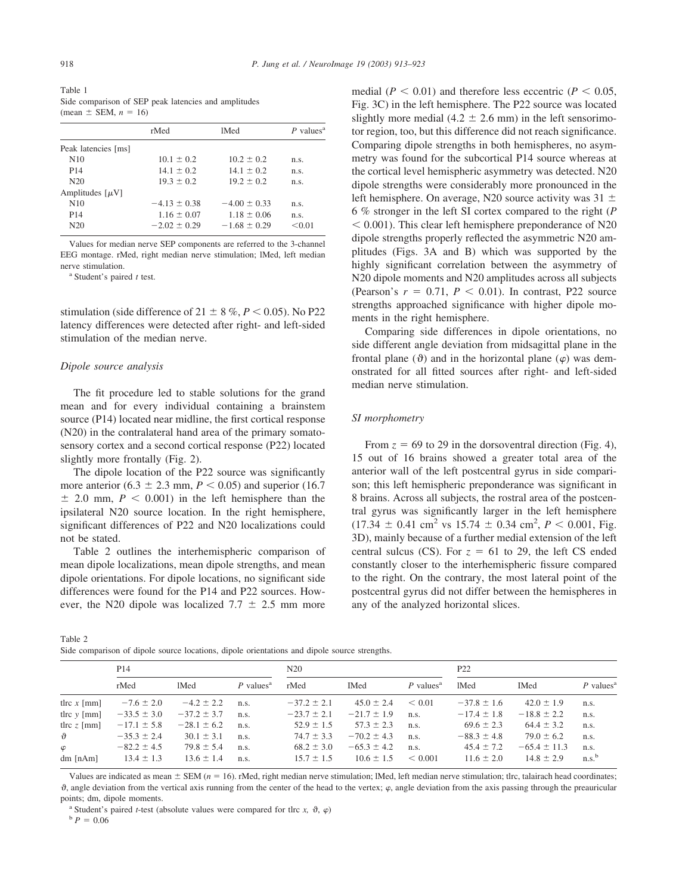Table 1
Side comparison of SEP peak latencies and amplitudes (mean ± SEM, $n = 16$)

| | rMed | lMed | $P$ values[a] |
|---|---|---|---|
| Peak latencies [ms] | | | |
| N10 | 10.1 ± 0.2 | 10.2 ± 0.2 | n.s. |
| P14 | 14.1 ± 0.2 | 14.1 ± 0.2 | n.s. |
| N20 | 19.3 ± 0.2 | 19.2 ± 0.2 | n.s. |
| Amplitudes [$\mu$V] | | | |
| N10 | −4.13 ± 0.38 | −4.00 ± 0.33 | n.s. |
| P14 | 1.16 ± 0.07 | 1.18 ± 0.06 | n.s. |
| N20 | −2.02 ± 0.29 | −1.68 ± 0.29 | <0.01 |

Values for median nerve SEP components are referred to the 3-channel EEG montage. rMed, right median nerve stimulation; lMed, left median nerve stimulation.

[a] Student's paired $t$ test.

stimulation (side difference of 21 ± 8 %, $P < 0.05$). No P22 latency differences were detected after right- and left-sided stimulation of the median nerve.

### Dipole source analysis

The fit procedure led to stable solutions for the grand mean and for every individual containing a brainstem source (P14) located near midline, the first cortical response (N20) in the contralateral hand area of the primary somatosensory cortex and a second cortical response (P22) located slightly more frontally (Fig. 2).

The dipole location of the P22 source was significantly more anterior (6.3 ± 2.3 mm, $P < 0.05$) and superior (16.7 ± 2.0 mm, $P < 0.001$) in the left hemisphere than the ipsilateral N20 source location. In the right hemisphere, significant differences of P22 and N20 localizations could not be stated.

Table 2 outlines the interhemispheric comparison of mean dipole localizations, mean dipole strengths, and mean dipole orientations. For dipole locations, no significant side differences were found for the P14 and P22 sources. However, the N20 dipole was localized 7.7 ± 2.5 mm more medial ($P < 0.01$) and therefore less eccentric ($P < 0.05$, Fig. 3C) in the left hemisphere. The P22 source was located slightly more medial (4.2 ± 2.6 mm) in the left sensorimotor region, too, but this difference did not reach significance. Comparing dipole strengths in both hemispheres, no asymmetry was found for the subcortical P14 source whereas at the cortical level hemispheric asymmetry was detected. N20 dipole strengths were considerably more pronounced in the left hemisphere. On average, N20 source activity was 31 ± 6 % stronger in the left SI cortex compared to the right ($P < 0.001$). This clear left hemisphere preponderance of N20 dipole strengths properly reflected the asymmetric N20 amplitudes (Figs. 3A and B) which was supported by the highly significant correlation between the asymmetry of N20 dipole moments and N20 amplitudes across all subjects (Pearson's $r = 0.71$, $P < 0.01$). In contrast, P22 source strengths approached significance with higher dipole moments in the right hemisphere.

Comparing side differences in dipole orientations, no side different angle deviation from midsagittal plane in the frontal plane ($\vartheta$) and in the horizontal plane ($\varphi$) was demonstrated for all fitted sources after right- and left-sided median nerve stimulation.

### SI morphometry

From $z = 69$ to 29 in the dorsoventral direction (Fig. 4), 15 out of 16 brains showed a greater total area of the anterior wall of the left postcentral gyrus in side comparison; this left hemispheric preponderance was significant in 8 brains. Across all subjects, the rostral area of the postcentral gyrus was significantly larger in the left hemisphere (17.34 ± 0.41 cm² vs 15.74 ± 0.34 cm², $P < 0.001$, Fig. 3D), mainly because of a further medial extension of the left central sulcus (CS). For $z = 61$ to 29, the left CS ended constantly closer to the interhemispheric fissure compared to the right. On the contrary, the most lateral point of the postcentral gyrus did not differ between the hemispheres in any of the analyzed horizontal slices.

Table 2
Side comparison of dipole source locations, dipole orientations and dipole source strengths.

| | P14 | | | N20 | | | P22 | | |
|---|---|---|---|---|---|---|---|---|---|
| | rMed | lMed | $P$ values[a] | rMed | lMed | $P$ values[a] | lMed | lMed | $P$ values[a] |
| tlrc $x$ [mm] | −7.6 ± 2.0 | −4.2 ± 2.2 | n.s. | −37.2 ± 2.1 | 45.0 ± 2.4 | < 0.01 | −37.8 ± 1.6 | 42.0 ± 1.9 | n.s. |
| tlrc $y$ [mm] | −33.5 ± 3.0 | −37.2 ± 3.7 | n.s. | −23.7 ± 2.1 | −21.7 ± 1.9 | n.s. | −17.4 ± 1.8 | −18.8 ± 2.2 | n.s. |
| tlrc $z$ [mm] | −17.1 ± 5.8 | −28.1 ± 6.2 | n.s. | 52.9 ± 1.5 | 57.3 ± 2.3 | n.s. | 69.6 ± 2.3 | 64.4 ± 3.2 | n.s. |
| $\vartheta$ | −35.3 ± 2.4 | 30.1 ± 3.1 | n.s. | 74.7 ± 3.3 | −70.2 ± 4.3 | n.s. | −88.3 ± 4.8 | 79.0 ± 6.2 | n.s. |
| $\varphi$ | −82.2 ± 4.5 | 79.8 ± 5.4 | n.s. | 68.2 ± 3.0 | −65.3 ± 4.2 | n.s. | 45.4 ± 7.2 | −65.4 ± 11.3 | n.s. |
| dm [nAm] | 13.4 ± 1.3 | 13.6 ± 1.4 | n.s. | 15.7 ± 1.5 | 10.6 ± 1.5 | < 0.001 | 11.6 ± 2.0 | 14.8 ± 2.9 | n.s.[b] |

Values are indicated as mean ± SEM ($n = 16$). rMed, right median nerve stimulation; lMed, left median nerve stimulation; tlrc, talairach head coordinates; $\vartheta$, angle deviation from the vertical axis running from the center of the head to the vertex; $\varphi$, angle deviation from the axis passing through the preauricular points; dm, dipole moments.

[a] Student's paired $t$-test (absolute values were compared for tlrc $x$, $\vartheta$, $\varphi$)

[b] $P = 0.06$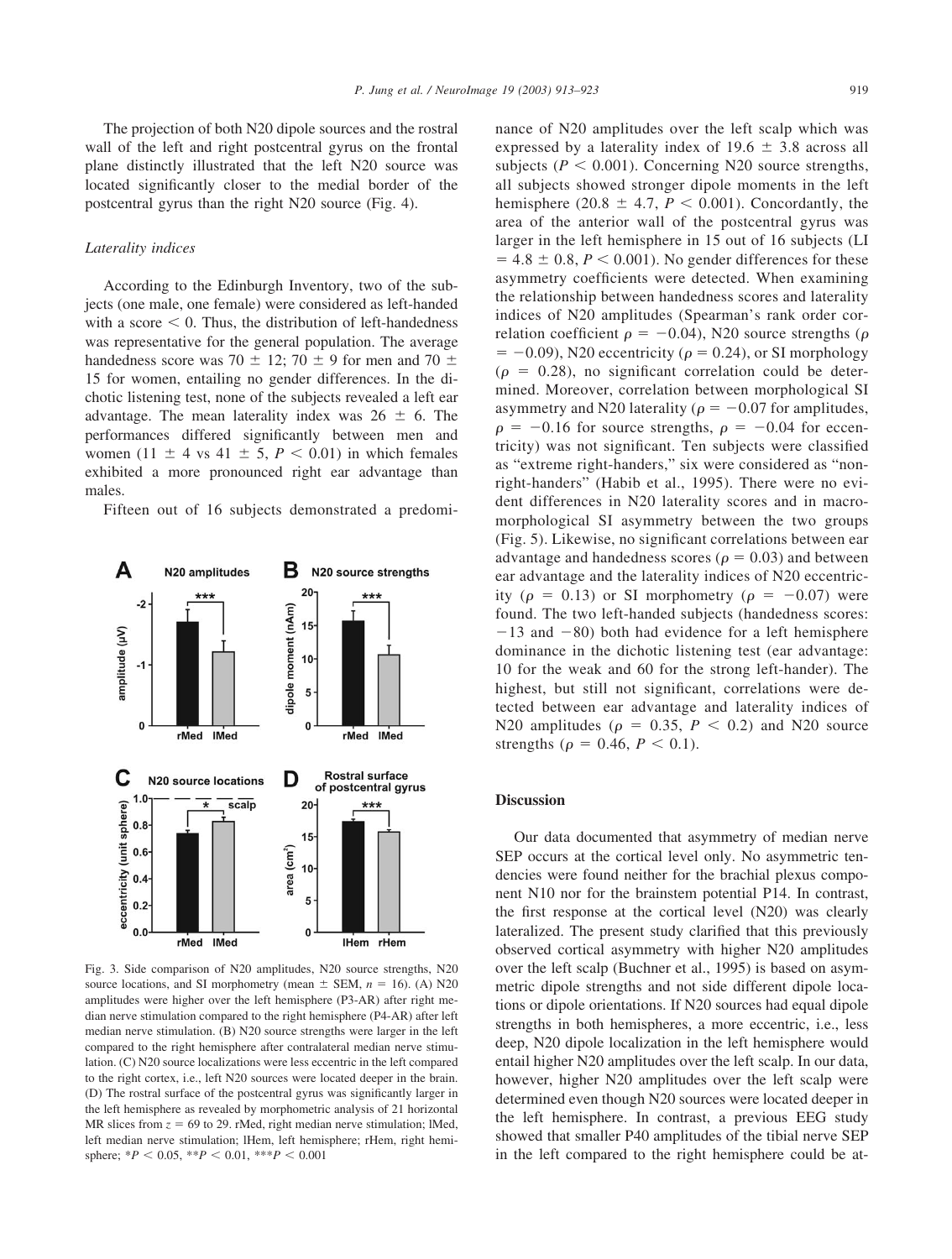The projection of both N20 dipole sources and the rostral wall of the left and right postcentral gyrus on the frontal plane distinctly illustrated that the left N20 source was located significantly closer to the medial border of the postcentral gyrus than the right N20 source (Fig. 4).

### *Laterality indices*

According to the Edinburgh Inventory, two of the subjects (one male, one female) were considered as left-handed with a score $< 0$. Thus, the distribution of left-handedness was representative for the general population. The average handedness score was $70 \pm 12$; $70 \pm 9$ for men and $70 \pm 15$ for women, entailing no gender differences. In the dichotic listening test, none of the subjects revealed a left ear advantage. The mean laterality index was $26 \pm 6$. The performances differed significantly between men and women ($11 \pm 4$ vs $41 \pm 5$, $P < 0.01$) in which females exhibited a more pronounced right ear advantage than males.

Fifteen out of 16 subjects demonstrated a predominance of N20 amplitudes over the left scalp which was expressed by a laterality index of $19.6 \pm 3.8$ across all subjects ($P < 0.001$). Concerning N20 source strengths, all subjects showed stronger dipole moments in the left hemisphere ($20.8 \pm 4.7$, $P < 0.001$). Concordantly, the area of the anterior wall of the postcentral gyrus was larger in the left hemisphere in 15 out of 16 subjects (LI $= 4.8 \pm 0.8$, $P < 0.001$). No gender differences for these asymmetry coefficients were detected. When examining the relationship between handedness scores and laterality indices of N20 amplitudes (Spearman's rank order correlation coefficient $\rho = -0.04$), N20 source strengths ($\rho = -0.09$), N20 eccentricity ($\rho = 0.24$), or SI morphology ($\rho = 0.28$), no significant correlation could be determined. Moreover, correlation between morphological SI asymmetry and N20 laterality ($\rho = -0.07$ for amplitudes, $\rho = -0.16$ for source strengths, $\rho = -0.04$ for eccentricity) was not significant. Ten subjects were classified as "extreme right-handers," six were considered as "non-right-handers" (Habib et al., 1995). There were no evident differences in N20 laterality scores and in macromorphological SI asymmetry between the two groups (Fig. 5). Likewise, no significant correlations between ear advantage and handedness scores ($\rho = 0.03$) and between ear advantage and the laterality indices of N20 eccentricity ($\rho = 0.13$) or SI morphometry ($\rho = -0.07$) were found. The two left-handed subjects (handedness scores: $-13$ and $-80$) both had evidence for a left hemisphere dominance in the dichotic listening test (ear advantage: 10 for the weak and 60 for the strong left-hander). The highest, but still not significant, correlations were detected between ear advantage and laterality indices of N20 amplitudes ($\rho = 0.35$, $P < 0.2$) and N20 source strengths ($\rho = 0.46$, $P < 0.1$).

Fig. 3. Side comparison of N20 amplitudes, N20 source strengths, N20 source locations, and SI morphometry (mean $\pm$ SEM, $n = 16$). (A) N20 amplitudes were higher over the left hemisphere (P3-AR) after right median nerve stimulation compared to the right hemisphere (P4-AR) after left median nerve stimulation. (B) N20 source strengths were larger in the left compared to the right hemisphere after contralateral median nerve stimulation. (C) N20 source localizations were less eccentric in the left compared to the right cortex, i.e., left N20 sources were located deeper in the brain. (D) The rostral surface of the postcentral gyrus was significantly larger in the left hemisphere as revealed by morphometric analysis of 21 horizontal MR slices from $z = 69$ to 29. rMed, right median nerve stimulation; lMed, left median nerve stimulation; lHem, left hemisphere; rHem, right hemisphere; \*$P < 0.05$, \*\*$P < 0.01$, \*\*\*$P < 0.001$

## Discussion

Our data documented that asymmetry of median nerve SEP occurs at the cortical level only. No asymmetric tendencies were found neither for the brachial plexus component N10 nor for the brainstem potential P14. In contrast, the first response at the cortical level (N20) was clearly lateralized. The present study clarified that this previously observed cortical asymmetry with higher N20 amplitudes over the left scalp (Buchner et al., 1995) is based on asymmetric dipole strengths and not side different dipole locations or dipole orientations. If N20 sources had equal dipole strengths in both hemispheres, a more eccentric, i.e., less deep, N20 dipole localization in the left hemisphere would entail higher N20 amplitudes over the left scalp. In our data, however, higher N20 amplitudes over the left scalp were determined even though N20 sources were located deeper in the left hemisphere. In contrast, a previous EEG study showed that smaller P40 amplitudes of the tibial nerve SEP in the left compared to the right hemisphere could be at-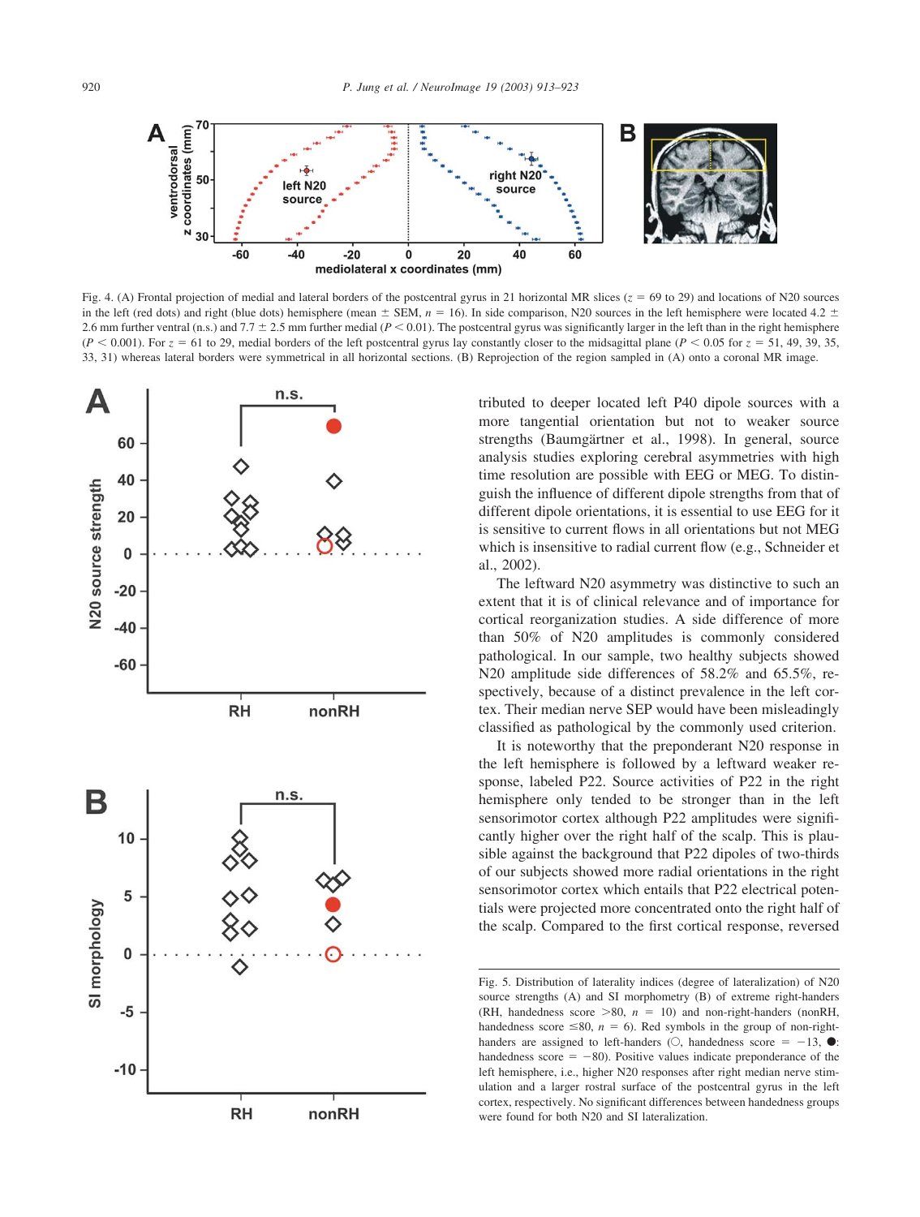Fig. 4. (A) Frontal projection of medial and lateral borders of the postcentral gyrus in 21 horizontal MR slices ($z = 69$ to 29) and locations of N20 sources in the left (red dots) and right (blue dots) hemisphere (mean ± SEM, $n = 16$). In side comparison, N20 sources in the left hemisphere were located 4.2 ± 2.6 mm further ventral (n.s.) and 7.7 ± 2.5 mm further medial ($P < 0.01$). The postcentral gyrus was significantly larger in the left than in the right hemisphere ($P < 0.001$). For $z = 61$ to 29, medial borders of the left postcentral gyrus lay constantly closer to the midsagittal plane ($P < 0.05$ for $z = 51, 49, 39, 35, 33, 31$) whereas lateral borders were symmetrical in all horizontal sections. (B) Reprojection of the region sampled in (A) onto a coronal MR image.

tributed to deeper located left P40 dipole sources with a more tangential orientation but not to weaker source strengths (Baumgärtner et al., 1998). In general, source analysis studies exploring cerebral asymmetries with high time resolution are possible with EEG or MEG. To distinguish the influence of different dipole strengths from that of different dipole orientations, it is essential to use EEG for it is sensitive to current flows in all orientations but not MEG which is insensitive to radial current flow (e.g., Schneider et al., 2002).

The leftward N20 asymmetry was distinctive to such an extent that it is of clinical relevance and of importance for cortical reorganization studies. A side difference of more than 50% of N20 amplitudes is commonly considered pathological. In our sample, two healthy subjects showed N20 amplitude side differences of 58.2% and 65.5%, respectively, because of a distinct prevalence in the left cortex. Their median nerve SEP would have been misleadingly classified as pathological by the commonly used criterion.

It is noteworthy that the preponderant N20 response in the left hemisphere is followed by a leftward weaker response, labeled P22. Source activities of P22 in the right hemisphere only tended to be stronger than in the left sensorimotor cortex although P22 amplitudes were significantly higher over the right half of the scalp. This is plausible against the background that P22 dipoles of two-thirds of our subjects showed more radial orientations in the right sensorimotor cortex which entails that P22 electrical potentials were projected more concentrated onto the right half of the scalp. Compared to the first cortical response, reversed

Fig. 5. Distribution of laterality indices (degree of lateralization) of N20 source strengths (A) and SI morphometry (B) of extreme right-handers (RH, handedness score >80, $n = 10$) and non-right-handers (nonRH, handedness score ≤80, $n = 6$). Red symbols in the group of non-right-handers are assigned to left-handers (○, handedness score = −13, ●: handedness score = −80). Positive values indicate preponderance of the left hemisphere, i.e., higher N20 responses after right median nerve stimulation and a larger rostral surface of the postcentral gyrus in the left cortex, respectively. No significant differences between handedness groups were found for both N20 and SI lateralization.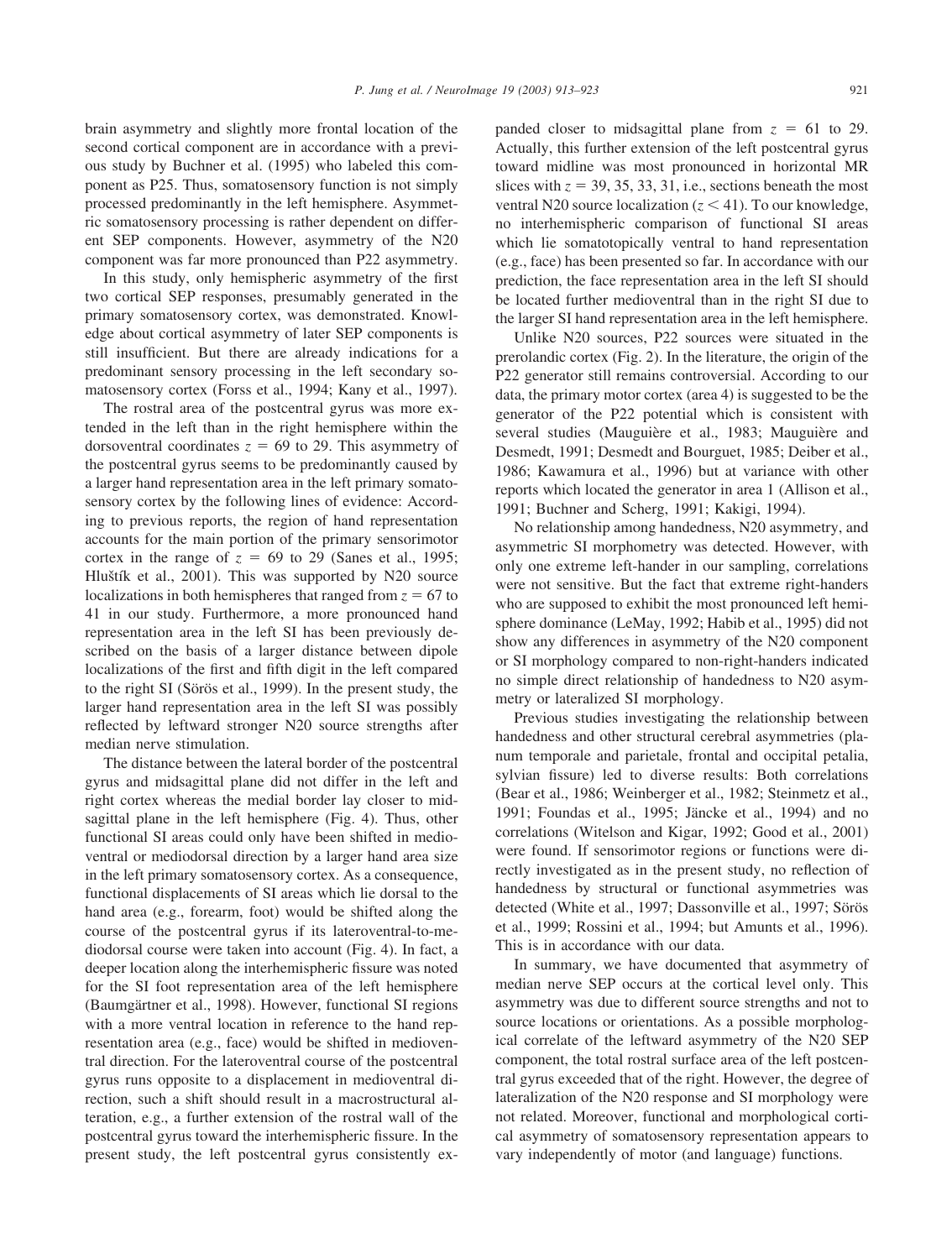brain asymmetry and slightly more frontal location of the second cortical component are in accordance with a previous study by Buchner et al. (1995) who labeled this component as P25. Thus, somatosensory function is not simply processed predominantly in the left hemisphere. Asymmetric somatosensory processing is rather dependent on different SEP components. However, asymmetry of the N20 component was far more pronounced than P22 asymmetry.

In this study, only hemispheric asymmetry of the first two cortical SEP responses, presumably generated in the primary somatosensory cortex, was demonstrated. Knowledge about cortical asymmetry of later SEP components is still insufficient. But there are already indications for a predominant sensory processing in the left secondary somatosensory cortex (Forss et al., 1994; Kany et al., 1997).

The rostral area of the postcentral gyrus was more extended in the left than in the right hemisphere within the dorsoventral coordinates $z = 69$ to 29. This asymmetry of the postcentral gyrus seems to be predominantly caused by a larger hand representation area in the left primary somatosensory cortex by the following lines of evidence: According to previous reports, the region of hand representation accounts for the main portion of the primary sensorimotor cortex in the range of $z = 69$ to 29 (Sanes et al., 1995; Hluštík et al., 2001). This was supported by N20 source localizations in both hemispheres that ranged from $z = 67$ to 41 in our study. Furthermore, a more pronounced hand representation area in the left SI has been previously described on the basis of a larger distance between dipole localizations of the first and fifth digit in the left compared to the right SI (Sörös et al., 1999). In the present study, the larger hand representation area in the left SI was possibly reflected by leftward stronger N20 source strengths after median nerve stimulation.

The distance between the lateral border of the postcentral gyrus and midsagittal plane did not differ in the left and right cortex whereas the medial border lay closer to midsagittal plane in the left hemisphere (Fig. 4). Thus, other functional SI areas could only have been shifted in medioventral or mediodorsal direction by a larger hand area size in the left primary somatosensory cortex. As a consequence, functional displacements of SI areas which lie dorsal to the hand area (e.g., forearm, foot) would be shifted along the course of the postcentral gyrus if its lateroventral-to-mediodorsal course were taken into account (Fig. 4). In fact, a deeper location along the interhemispheric fissure was noted for the SI foot representation area of the left hemisphere (Baumgärtner et al., 1998). However, functional SI regions with a more ventral location in reference to the hand representation area (e.g., face) would be shifted in medioventral direction. For the lateroventral course of the postcentral gyrus runs opposite to a displacement in medioventral direction, such a shift should result in a macrostructural alteration, e.g., a further extension of the rostral wall of the postcentral gyrus toward the interhemispheric fissure. In the present study, the left postcentral gyrus consistently expanded closer to midsagittal plane from $z = 61$ to 29. Actually, this further extension of the left postcentral gyrus toward midline was most pronounced in horizontal MR slices with $z = 39, 35, 33, 31$, i.e., sections beneath the most ventral N20 source localization ($z < 41$). To our knowledge, no interhemispheric comparison of functional SI areas which lie somatotopically ventral to hand representation (e.g., face) has been presented so far. In accordance with our prediction, the face representation area in the left SI should be located further medioventral than in the right SI due to the larger SI hand representation area in the left hemisphere.

Unlike N20 sources, P22 sources were situated in the prerolandic cortex (Fig. 2). In the literature, the origin of the P22 generator still remains controversial. According to our data, the primary motor cortex (area 4) is suggested to be the generator of the P22 potential which is consistent with several studies (Mauguière et al., 1983; Mauguière and Desmedt, 1991; Desmedt and Bourguet, 1985; Deiber et al., 1986; Kawamura et al., 1996) but at variance with other reports which located the generator in area 1 (Allison et al., 1991; Buchner and Scherg, 1991; Kakigi, 1994).

No relationship among handedness, N20 asymmetry, and asymmetric SI morphometry was detected. However, with only one extreme left-hander in our sampling, correlations were not sensitive. But the fact that extreme right-handers who are supposed to exhibit the most pronounced left hemisphere dominance (LeMay, 1992; Habib et al., 1995) did not show any differences in asymmetry of the N20 component or SI morphology compared to non-right-handers indicated no simple direct relationship of handedness to N20 asymmetry or lateralized SI morphology.

Previous studies investigating the relationship between handedness and other structural cerebral asymmetries (planum temporale and parietale, frontal and occipital petalia, sylvian fissure) led to diverse results: Both correlations (Bear et al., 1986; Weinberger et al., 1982; Steinmetz et al., 1991; Foundas et al., 1995; Jäncke et al., 1994) and no correlations (Witelson and Kigar, 1992; Good et al., 2001) were found. If sensorimotor regions or functions were directly investigated as in the present study, no reflection of handedness by structural or functional asymmetries was detected (White et al., 1997; Dassonville et al., 1997; Sörös et al., 1999; Rossini et al., 1994; but Amunts et al., 1996). This is in accordance with our data.

In summary, we have documented that asymmetry of median nerve SEP occurs at the cortical level only. This asymmetry was due to different source strengths and not to source locations or orientations. As a possible morphological correlate of the leftward asymmetry of the N20 SEP component, the total rostral surface area of the left postcentral gyrus exceeded that of the right. However, the degree of lateralization of the N20 response and SI morphology were not related. Moreover, functional and morphological cortical asymmetry of somatosensory representation appears to vary independently of motor (and language) functions.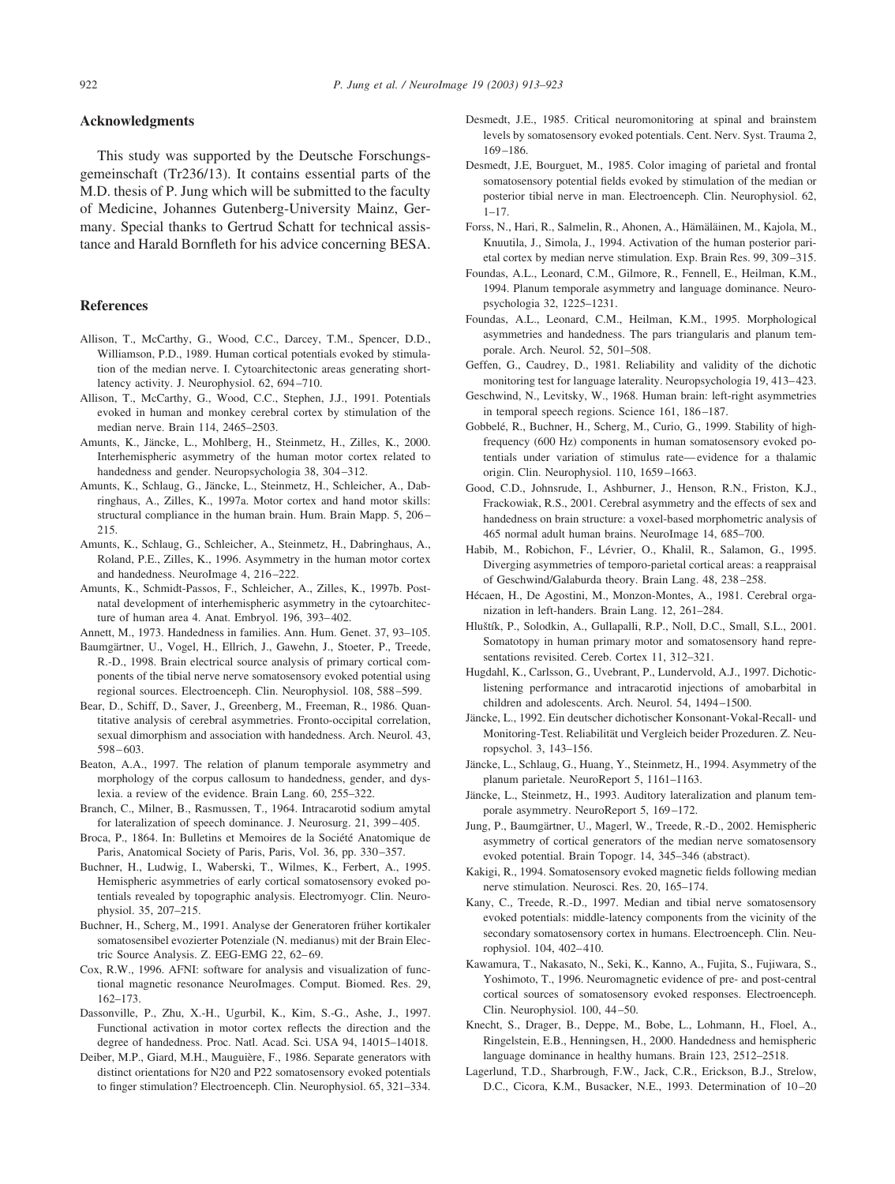## Acknowledgments

This study was supported by the Deutsche Forschungsgemeinschaft (Tr236/13). It contains essential parts of the M.D. thesis of P. Jung which will be submitted to the faculty of Medicine, Johannes Gutenberg-University Mainz, Germany. Special thanks to Gertrud Schatt for technical assistance and Harald Bornfleth for his advice concerning BESA.

## References

Allison, T., McCarthy, G., Wood, C.C., Darcey, T.M., Spencer, D.D., Williamson, P.D., 1989. Human cortical potentials evoked by stimulation of the median nerve. I. Cytoarchitectonic areas generating short-latency activity. J. Neurophysiol. 62, 694–710.

Allison, T., McCarthy, G., Wood, C.C., Stephen, J.J., 1991. Potentials evoked in human and monkey cerebral cortex by stimulation of the median nerve. Brain 114, 2465–2503.

Amunts, K., Jäncke, L., Mohlberg, H., Steinmetz, H., Zilles, K., 2000. Interhemispheric asymmetry of the human motor cortex related to handedness and gender. Neuropsychologia 38, 304–312.

Amunts, K., Schlaug, G., Jäncke, L., Steinmetz, H., Schleicher, A., Dabringhaus, A., Zilles, K., 1997a. Motor cortex and hand motor skills: structural compliance in the human brain. Hum. Brain Mapp. 5, 206–215.

Amunts, K., Schlaug, G., Schleicher, A., Steinmetz, H., Dabringhaus, A., Roland, P.E., Zilles, K., 1996. Asymmetry in the human motor cortex and handedness. NeuroImage 4, 216–222.

Amunts, K., Schmidt-Passos, F., Schleicher, A., Zilles, K., 1997b. Postnatal development of interhemispheric asymmetry in the cytoarchitecture of human area 4. Anat. Embryol. 196, 393–402.

Annett, M., 1973. Handedness in families. Ann. Hum. Genet. 37, 93–105.

Baumgärtner, U., Vogel, H., Ellrich, J., Gawehn, J., Stoeter, P., Treede, R.-D., 1998. Brain electrical source analysis of primary cortical components of the tibial nerve nerve somatosensory evoked potential using regional sources. Electroenceph. Clin. Neurophysiol. 108, 588–599.

Bear, D., Schiff, D., Saver, J., Greenberg, M., Freeman, R., 1986. Quantitative analysis of cerebral asymmetries. Fronto-occipital correlation, sexual dimorphism and association with handedness. Arch. Neurol. 43, 598–603.

Beaton, A.A., 1997. The relation of planum temporale asymmetry and morphology of the corpus callosum to handedness, gender, and dyslexia. a review of the evidence. Brain Lang. 60, 255–322.

Branch, C., Milner, B., Rasmussen, T., 1964. Intracarotid sodium amytal for lateralization of speech dominance. J. Neurosurg. 21, 399–405.

Broca, P., 1864. In: Bulletins et Memoires de la Société Anatomique de Paris, Anatomical Society of Paris, Paris, Vol. 36, pp. 330–357.

Buchner, H., Ludwig, I., Waberski, T., Wilmes, K., Ferbert, A., 1995. Hemispheric asymmetries of early cortical somatosensory evoked potentials revealed by topographic analysis. Electromyogr. Clin. Neurophysiol. 35, 207–215.

Buchner, H., Scherg, M., 1991. Analyse der Generatoren früher kortikaler somatosensibel evozierter Potenziale (N. medianus) mit der Brain Electric Source Analysis. Z. EEG-EMG 22, 62–69.

Cox, R.W., 1996. AFNI: software for analysis and visualization of functional magnetic resonance NeuroImages. Comput. Biomed. Res. 29, 162–173.

Dassonville, P., Zhu, X.-H., Ugurbil, K., Kim, S.-G., Ashe, J., 1997. Functional activation in motor cortex reflects the direction and the degree of handedness. Proc. Natl. Acad. Sci. USA 94, 14015–14018.

Deiber, M.P., Giard, M.H., Mauguière, F., 1986. Separate generators with distinct orientations for N20 and P22 somatosensory evoked potentials to finger stimulation? Electroenceph. Clin. Neurophysiol. 65, 321–334.

Desmedt, J.E., 1985. Critical neuromonitoring at spinal and brainstem levels by somatosensory evoked potentials. Cent. Nerv. Syst. Trauma 2, 169–186.

Desmedt, J.E, Bourguet, M., 1985. Color imaging of parietal and frontal somatosensory potential fields evoked by stimulation of the median or posterior tibial nerve in man. Electroenceph. Clin. Neurophysiol. 62, 1–17.

Forss, N., Hari, R., Salmelin, R., Ahonen, A., Hämäläinen, M., Kajola, M., Knuutila, J., Simola, J., 1994. Activation of the human posterior parietal cortex by median nerve stimulation. Exp. Brain Res. 99, 309–315.

Foundas, A.L., Leonard, C.M., Gilmore, R., Fennell, E., Heilman, K.M., 1994. Planum temporale asymmetry and language dominance. Neuropsychologia 32, 1225–1231.

Foundas, A.L., Leonard, C.M., Heilman, K.M., 1995. Morphological asymmetries and handedness. The pars triangularis and planum temporale. Arch. Neurol. 52, 501–508.

Geffen, G., Caudrey, D., 1981. Reliability and validity of the dichotic monitoring test for language laterality. Neuropsychologia 19, 413–423.

Geschwind, N., Levitsky, W., 1968. Human brain: left-right asymmetries in temporal speech regions. Science 161, 186–187.

Gobbelé, R., Buchner, H., Scherg, M., Curio, G., 1999. Stability of high-frequency (600 Hz) components in human somatosensory evoked potentials under variation of stimulus rate—evidence for a thalamic origin. Clin. Neurophysiol. 110, 1659–1663.

Good, C.D., Johnsrude, I., Ashburner, J., Henson, R.N., Friston, K.J., Frackowiak, R.S., 2001. Cerebral asymmetry and the effects of sex and handedness on brain structure: a voxel-based morphometric analysis of 465 normal adult human brains. NeuroImage 14, 685–700.

Habib, M., Robichon, F., Lévrier, O., Khalil, R., Salamon, G., 1995. Diverging asymmetries of temporo-parietal cortical areas: a reappraisal of Geschwind/Galaburda theory. Brain Lang. 48, 238–258.

Hécaen, H., De Agostini, M., Monzon-Montes, A., 1981. Cerebral organization in left-handers. Brain Lang. 12, 261–284.

Hluštík, P., Solodkin, A., Gullapalli, R.P., Noll, D.C., Small, S.L., 2001. Somatotopy in human primary motor and somatosensory hand representations revisited. Cereb. Cortex 11, 312–321.

Hugdahl, K., Carlsson, G., Uvebrant, P., Lundervold, A.J., 1997. Dichotic-listening performance and intracarotid injections of amobarbital in children and adolescents. Arch. Neurol. 54, 1494–1500.

Jäncke, L., 1992. Ein deutscher dichotischer Konsonant-Vokal-Recall- und Monitoring-Test. Reliabilität und Vergleich beider Prozeduren. Z. Neuropsychol. 3, 143–156.

Jäncke, L., Schlaug, G., Huang, Y., Steinmetz, H., 1994. Asymmetry of the planum parietale. NeuroReport 5, 1161–1163.

Jäncke, L., Steinmetz, H., 1993. Auditory lateralization and planum temporale asymmetry. NeuroReport 5, 169–172.

Jung, P., Baumgärtner, U., Magerl, W., Treede, R.-D., 2002. Hemispheric asymmetry of cortical generators of the median nerve somatosensory evoked potential. Brain Topogr. 14, 345–346 (abstract).

Kakigi, R., 1994. Somatosensory evoked magnetic fields following median nerve stimulation. Neurosci. Res. 20, 165–174.

Kany, C., Treede, R.-D., 1997. Median and tibial nerve somatosensory evoked potentials: middle-latency components from the vicinity of the secondary somatosensory cortex in humans. Electroenceph. Clin. Neurophysiol. 104, 402–410.

Kawamura, T., Nakasato, N., Seki, K., Kanno, A., Fujita, S., Fujiwara, S., Yoshimoto, T., 1996. Neuromagnetic evidence of pre- and post-central cortical sources of somatosensory evoked responses. Electroenceph. Clin. Neurophysiol. 100, 44–50.

Knecht, S., Drager, B., Deppe, M., Bobe, L., Lohmann, H., Floel, A., Ringelstein, E.B., Henningsen, H., 2000. Handedness and hemispheric language dominance in healthy humans. Brain 123, 2512–2518.

Lagerlund, T.D., Sharbrough, F.W., Jack, C.R., Erickson, B.J., Strelow, D.C., Cicora, K.M., Busacker, N.E., 1993. Determination of 10–20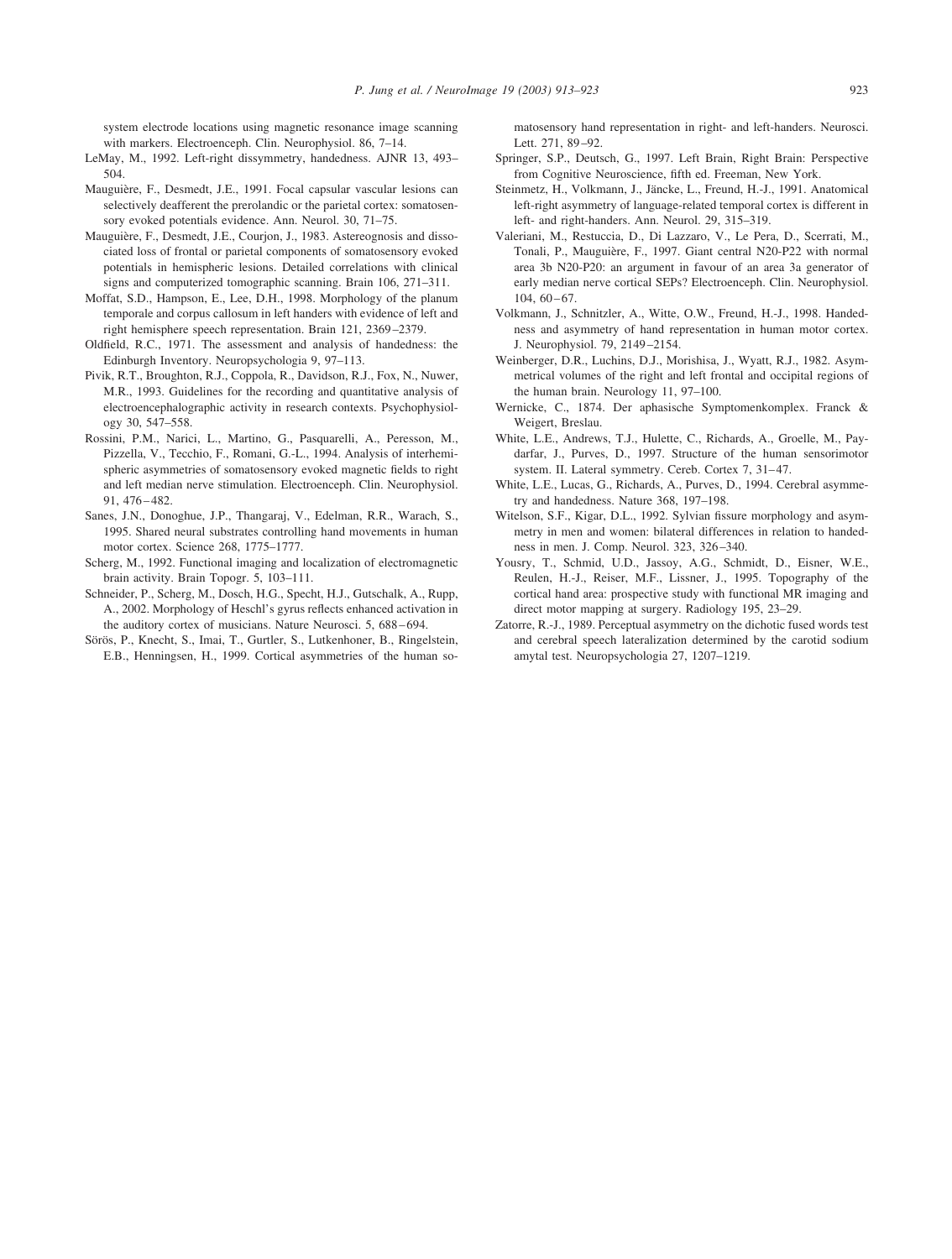system electrode locations using magnetic resonance image scanning with markers. Electroenceph. Clin. Neurophysiol. 86, 7–14.

LeMay, M., 1992. Left-right dissymmetry, handedness. AJNR 13, 493–504.

Mauguière, F., Desmedt, J.E., 1991. Focal capsular vascular lesions can selectively deafferent the prerolandic or the parietal cortex: somatosensory evoked potentials evidence. Ann. Neurol. 30, 71–75.

Mauguière, F., Desmedt, J.E., Courjon, J., 1983. Astereognosis and dissociated loss of frontal or parietal components of somatosensory evoked potentials in hemispheric lesions. Detailed correlations with clinical signs and computerized tomographic scanning. Brain 106, 271–311.

Moffat, S.D., Hampson, E., Lee, D.H., 1998. Morphology of the planum temporale and corpus callosum in left handers with evidence of left and right hemisphere speech representation. Brain 121, 2369–2379.

Oldfield, R.C., 1971. The assessment and analysis of handedness: the Edinburgh Inventory. Neuropsychologia 9, 97–113.

Pivik, R.T., Broughton, R.J., Coppola, R., Davidson, R.J., Fox, N., Nuwer, M.R., 1993. Guidelines for the recording and quantitative analysis of electroencephalographic activity in research contexts. Psychophysiology 30, 547–558.

Rossini, P.M., Narici, L., Martino, G., Pasquarelli, A., Peresson, M., Pizzella, V., Tecchio, F., Romani, G.-L., 1994. Analysis of interhemispheric asymmetries of somatosensory evoked magnetic fields to right and left median nerve stimulation. Electroenceph. Clin. Neurophysiol. 91, 476–482.

Sanes, J.N., Donoghue, J.P., Thangaraj, V., Edelman, R.R., Warach, S., 1995. Shared neural substrates controlling hand movements in human motor cortex. Science 268, 1775–1777.

Scherg, M., 1992. Functional imaging and localization of electromagnetic brain activity. Brain Topogr. 5, 103–111.

Schneider, P., Scherg, M., Dosch, H.G., Specht, H.J., Gutschalk, A., Rupp, A., 2002. Morphology of Heschl's gyrus reflects enhanced activation in the auditory cortex of musicians. Nature Neurosci. 5, 688–694.

Sörös, P., Knecht, S., Imai, T., Gurtler, S., Lutkenhoner, B., Ringelstein, E.B., Henningsen, H., 1999. Cortical asymmetries of the human somatosensory hand representation in right- and left-handers. Neurosci. Lett. 271, 89–92.

Springer, S.P., Deutsch, G., 1997. Left Brain, Right Brain: Perspective from Cognitive Neuroscience, fifth ed. Freeman, New York.

Steinmetz, H., Volkmann, J., Jäncke, L., Freund, H.-J., 1991. Anatomical left-right asymmetry of language-related temporal cortex is different in left- and right-handers. Ann. Neurol. 29, 315–319.

Valeriani, M., Restuccia, D., Di Lazzaro, V., Le Pera, D., Scerrati, M., Tonali, P., Mauguière, F., 1997. Giant central N20-P22 with normal area 3b N20-P20: an argument in favour of an area 3a generator of early median nerve cortical SEPs? Electroenceph. Clin. Neurophysiol. 104, 60–67.

Volkmann, J., Schnitzler, A., Witte, O.W., Freund, H.-J., 1998. Handedness and asymmetry of hand representation in human motor cortex. J. Neurophysiol. 79, 2149–2154.

Weinberger, D.R., Luchins, D.J., Morishisa, J., Wyatt, R.J., 1982. Asymmetrical volumes of the right and left frontal and occipital regions of the human brain. Neurology 11, 97–100.

Wernicke, C., 1874. Der aphasische Symptomenkomplex. Franck & Weigert, Breslau.

White, L.E., Andrews, T.J., Hulette, C., Richards, A., Groelle, M., Paydarfar, J., Purves, D., 1997. Structure of the human sensorimotor system. II. Lateral symmetry. Cereb. Cortex 7, 31–47.

White, L.E., Lucas, G., Richards, A., Purves, D., 1994. Cerebral asymmetry and handedness. Nature 368, 197–198.

Witelson, S.F., Kigar, D.L., 1992. Sylvian fissure morphology and asymmetry in men and women: bilateral differences in relation to handedness in men. J. Comp. Neurol. 323, 326–340.

Yousry, T., Schmid, U.D., Jassoy, A.G., Schmidt, D., Eisner, W.E., Reulen, H.-J., Reiser, M.F., Lissner, J., 1995. Topography of the cortical hand area: prospective study with functional MR imaging and direct motor mapping at surgery. Radiology 195, 23–29.

Zatorre, R.-J., 1989. Perceptual asymmetry on the dichotic fused words test and cerebral speech lateralization determined by the carotid sodium amytal test. Neuropsychologia 27, 1207–1219.